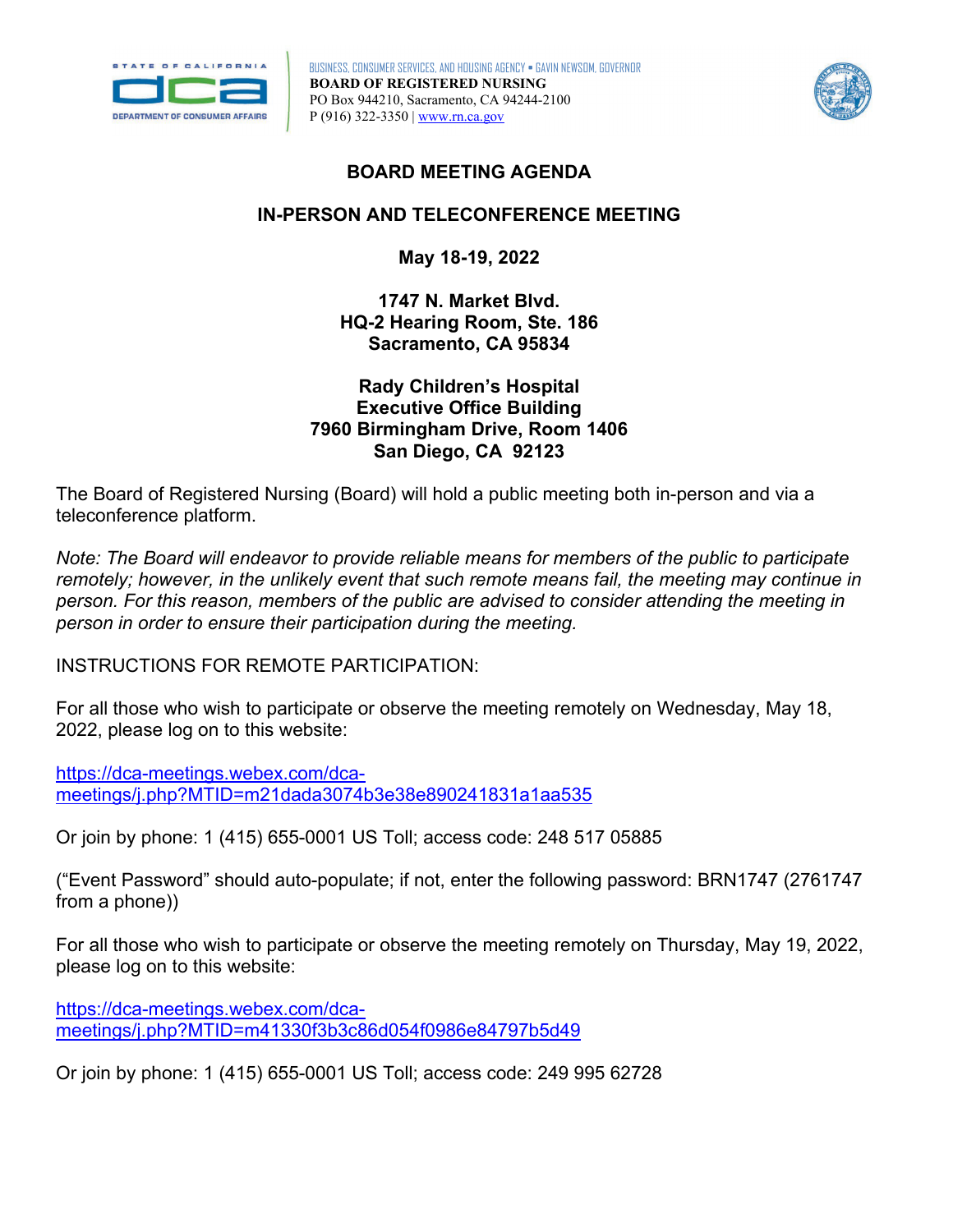BUSINESS, CONSUMER SERVICES, AND HOUSING AGENCY • GAVIN NEWSOM, GOVERNOR
**BOARD OF REGISTERED NURSING**
PO Box 944210, Sacramento, CA 94244-2100
P (916) 322-3350 | [www.rn.ca.gov](http://www.rn.ca.gov)

# BOARD MEETING AGENDA

## IN-PERSON AND TELECONFERENCE MEETING

**May 18-19, 2022**

**1747 N. Market Blvd.**
**HQ-2 Hearing Room, Ste. 186**
**Sacramento, CA 95834**

**Rady Children's Hospital**
**Executive Office Building**
**7960 Birmingham Drive, Room 1406**
**San Diego, CA 92123**

The Board of Registered Nursing (Board) will hold a public meeting both in-person and via a teleconference platform.

*Note: The Board will endeavor to provide reliable means for members of the public to participate remotely; however, in the unlikely event that such remote means fail, the meeting may continue in person. For this reason, members of the public are advised to consider attending the meeting in person in order to ensure their participation during the meeting.*

INSTRUCTIONS FOR REMOTE PARTICIPATION:

For all those who wish to participate or observe the meeting remotely on Wednesday, May 18, 2022, please log on to this website:

[https://dca-meetings.webex.com/dca-meetings/j.php?MTID=m21dada3074b3e38e890241831a1aa535](https://dca-meetings.webex.com/dca-meetings/j.php?MTID=m21dada3074b3e38e890241831a1aa535)

Or join by phone: 1 (415) 655-0001 US Toll; access code: 248 517 05885

("Event Password" should auto-populate; if not, enter the following password: BRN1747 (2761747 from a phone))

For all those who wish to participate or observe the meeting remotely on Thursday, May 19, 2022, please log on to this website:

[https://dca-meetings.webex.com/dca-meetings/j.php?MTID=m41330f3b3c86d054f0986e84797b5d49](https://dca-meetings.webex.com/dca-meetings/j.php?MTID=m41330f3b3c86d054f0986e84797b5d49)

Or join by phone: 1 (415) 655-0001 US Toll; access code: 249 995 62728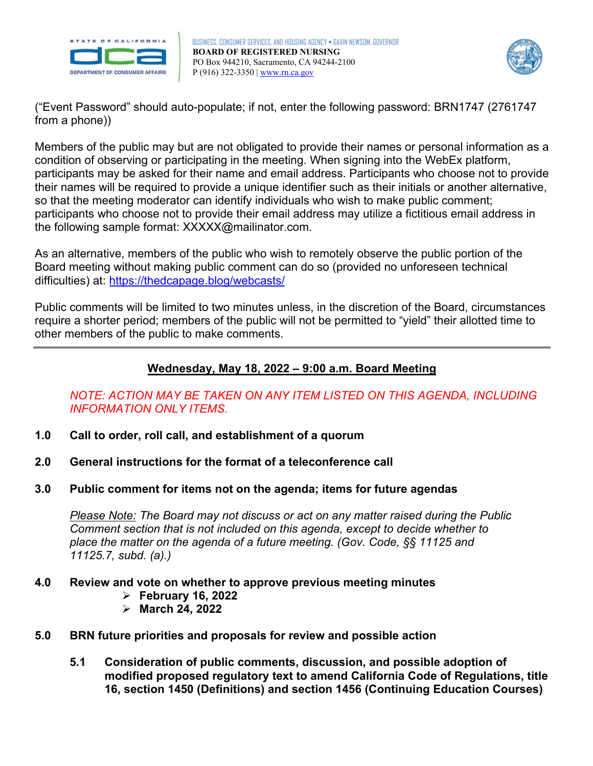(“Event Password” should auto-populate; if not, enter the following password: BRN1747 (2761747 from a phone))

Members of the public may but are not obligated to provide their names or personal information as a condition of observing or participating in the meeting. When signing into the WebEx platform, participants may be asked for their name and email address. Participants who choose not to provide their names will be required to provide a unique identifier such as their initials or another alternative, so that the meeting moderator can identify individuals who wish to make public comment; participants who choose not to provide their email address may utilize a fictitious email address in the following sample format: XXXXX@mailinator.com.

As an alternative, members of the public who wish to remotely observe the public portion of the Board meeting without making public comment can do so (provided no unforeseen technical difficulties) at: https://thedcapage.blog/webcasts/

Public comments will be limited to two minutes unless, in the discretion of the Board, circumstances require a shorter period; members of the public will not be permitted to “yield” their allotted time to other members of the public to make comments.

---

## Wednesday, May 18, 2022 – 9:00 a.m. Board Meeting

*NOTE: ACTION MAY BE TAKEN ON ANY ITEM LISTED ON THIS AGENDA, INCLUDING INFORMATION ONLY ITEMS.*

**1.0 Call to order, roll call, and establishment of a quorum**

**2.0 General instructions for the format of a teleconference call**

**3.0 Public comment for items not on the agenda; items for future agendas**

*Please Note: The Board may not discuss or act on any matter raised during the Public Comment section that is not included on this agenda, except to decide whether to place the matter on the agenda of a future meeting. (Gov. Code, §§ 11125 and 11125.7, subd. (a).)*

**4.0 Review and vote on whether to approve previous meeting minutes**

- **February 16, 2022**
- **March 24, 2022**

**5.0 BRN future priorities and proposals for review and possible action**

**5.1 Consideration of public comments, discussion, and possible adoption of modified proposed regulatory text to amend California Code of Regulations, title 16, section 1450 (Definitions) and section 1456 (Continuing Education Courses)**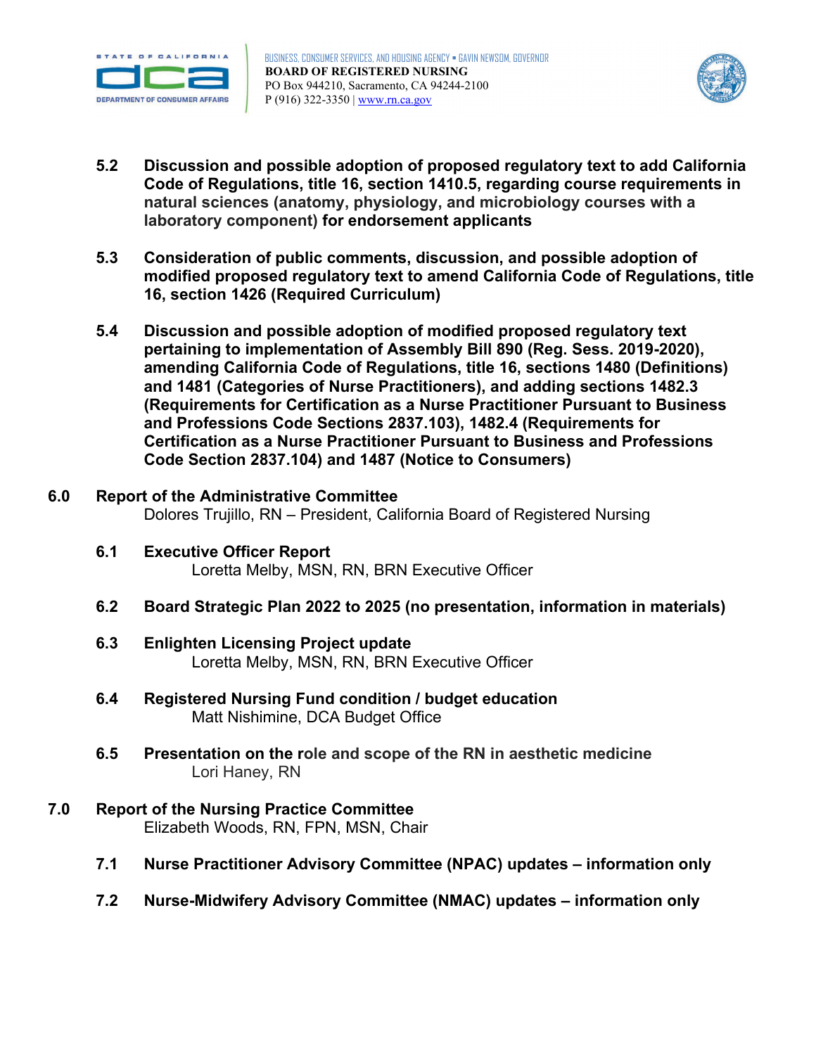**5.2 Discussion and possible adoption of proposed regulatory text to add California Code of Regulations, title 16, section 1410.5, regarding course requirements in natural sciences (anatomy, physiology, and microbiology courses with a laboratory component) for endorsement applicants**

**5.3 Consideration of public comments, discussion, and possible adoption of modified proposed regulatory text to amend California Code of Regulations, title 16, section 1426 (Required Curriculum)**

**5.4 Discussion and possible adoption of modified proposed regulatory text pertaining to implementation of Assembly Bill 890 (Reg. Sess. 2019-2020), amending California Code of Regulations, title 16, sections 1480 (Definitions) and 1481 (Categories of Nurse Practitioners), and adding sections 1482.3 (Requirements for Certification as a Nurse Practitioner Pursuant to Business and Professions Code Sections 2837.103), 1482.4 (Requirements for Certification as a Nurse Practitioner Pursuant to Business and Professions Code Section 2837.104) and 1487 (Notice to Consumers)**

## 6.0 Report of the Administrative Committee

Dolores Trujillo, RN – President, California Board of Registered Nursing

**6.1 Executive Officer Report**

Loretta Melby, MSN, RN, BRN Executive Officer

**6.2 Board Strategic Plan 2022 to 2025 (no presentation, information in materials)**

**6.3 Enlighten Licensing Project update**

Loretta Melby, MSN, RN, BRN Executive Officer

**6.4 Registered Nursing Fund condition / budget education**

Matt Nishimine, DCA Budget Office

**6.5 Presentation on the role and scope of the RN in aesthetic medicine**

Lori Haney, RN

## 7.0 Report of the Nursing Practice Committee

Elizabeth Woods, RN, FPN, MSN, Chair

**7.1 Nurse Practitioner Advisory Committee (NPAC) updates – information only**

**7.2 Nurse-Midwifery Advisory Committee (NMAC) updates – information only**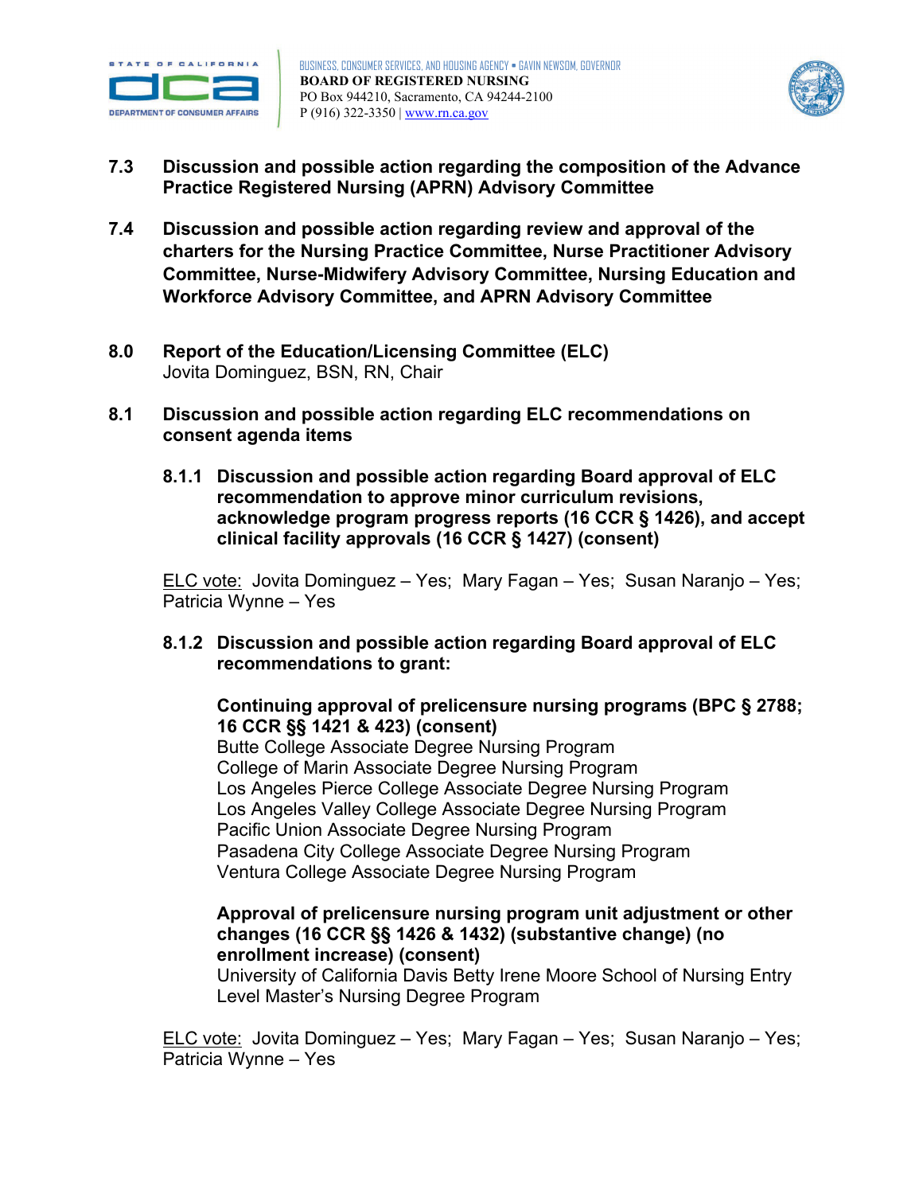**7.3 Discussion and possible action regarding the composition of the Advance Practice Registered Nursing (APRN) Advisory Committee**

**7.4 Discussion and possible action regarding review and approval of the charters for the Nursing Practice Committee, Nurse Practitioner Advisory Committee, Nurse-Midwifery Advisory Committee, Nursing Education and Workforce Advisory Committee, and APRN Advisory Committee**

**8.0 Report of the Education/Licensing Committee (ELC)**
Jovita Dominguez, BSN, RN, Chair

**8.1 Discussion and possible action regarding ELC recommendations on consent agenda items**

**8.1.1 Discussion and possible action regarding Board approval of ELC recommendation to approve minor curriculum revisions, acknowledge program progress reports (16 CCR § 1426), and accept clinical facility approvals (16 CCR § 1427) (consent)**

ELC vote: Jovita Dominguez – Yes; Mary Fagan – Yes; Susan Naranjo – Yes; Patricia Wynne – Yes

**8.1.2 Discussion and possible action regarding Board approval of ELC recommendations to grant:**

**Continuing approval of prelicensure nursing programs (BPC § 2788; 16 CCR §§ 1421 & 423) (consent)**
Butte College Associate Degree Nursing Program
College of Marin Associate Degree Nursing Program
Los Angeles Pierce College Associate Degree Nursing Program
Los Angeles Valley College Associate Degree Nursing Program
Pacific Union Associate Degree Nursing Program
Pasadena City College Associate Degree Nursing Program
Ventura College Associate Degree Nursing Program

**Approval of prelicensure nursing program unit adjustment or other changes (16 CCR §§ 1426 & 1432) (substantive change) (no enrollment increase) (consent)**
University of California Davis Betty Irene Moore School of Nursing Entry Level Master's Nursing Degree Program

ELC vote: Jovita Dominguez – Yes; Mary Fagan – Yes; Susan Naranjo – Yes; Patricia Wynne – Yes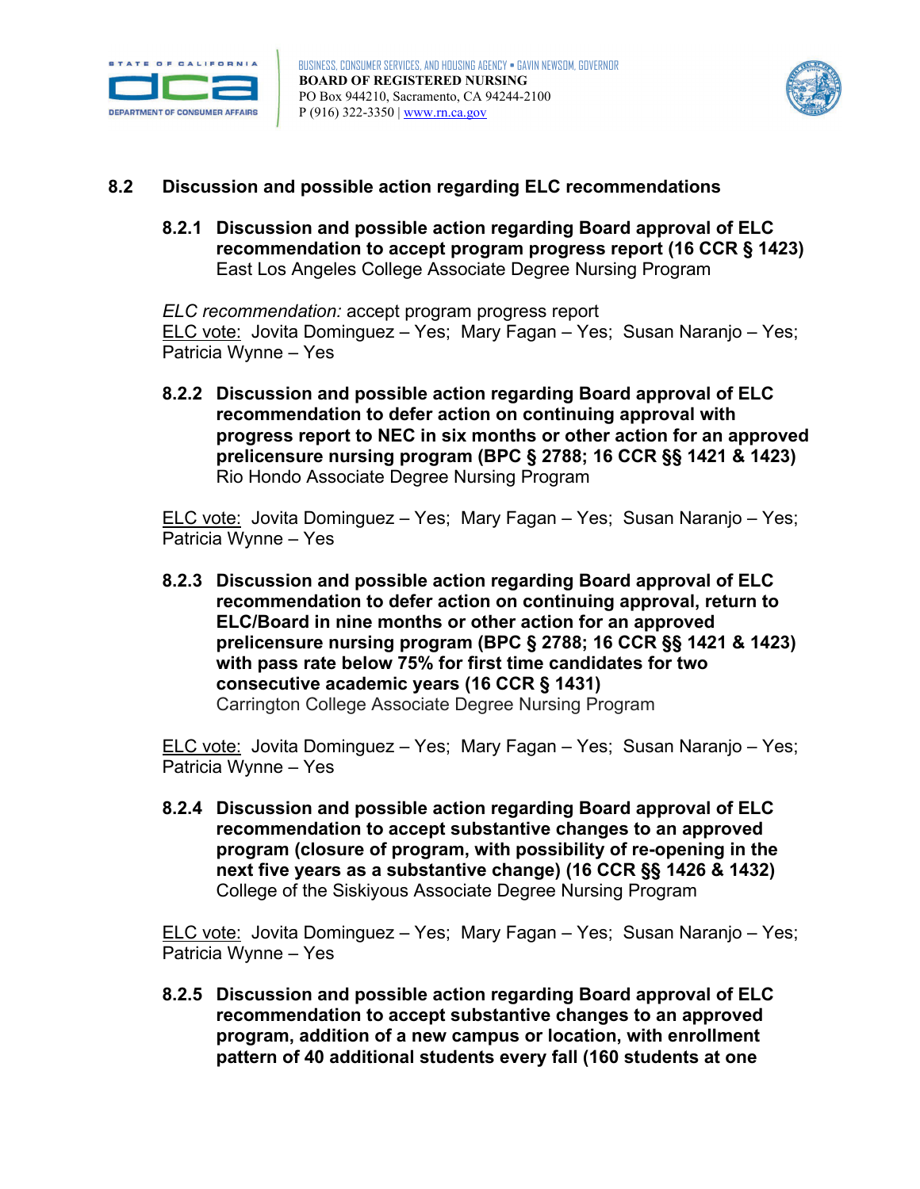## 8.2 Discussion and possible action regarding ELC recommendations

### 8.2.1 Discussion and possible action regarding Board approval of ELC recommendation to accept program progress report (16 CCR § 1423)
East Los Angeles College Associate Degree Nursing Program

*ELC recommendation:* accept program progress report
ELC vote: Jovita Dominguez – Yes; Mary Fagan – Yes; Susan Naranjo – Yes; Patricia Wynne – Yes

### 8.2.2 Discussion and possible action regarding Board approval of ELC recommendation to defer action on continuing approval with progress report to NEC in six months or other action for an approved prelicensure nursing program (BPC § 2788; 16 CCR §§ 1421 & 1423)
Rio Hondo Associate Degree Nursing Program

ELC vote: Jovita Dominguez – Yes; Mary Fagan – Yes; Susan Naranjo – Yes; Patricia Wynne – Yes

### 8.2.3 Discussion and possible action regarding Board approval of ELC recommendation to defer action on continuing approval, return to ELC/Board in nine months or other action for an approved prelicensure nursing program (BPC § 2788; 16 CCR §§ 1421 & 1423) with pass rate below 75% for first time candidates for two consecutive academic years (16 CCR § 1431)
Carrington College Associate Degree Nursing Program

ELC vote: Jovita Dominguez – Yes; Mary Fagan – Yes; Susan Naranjo – Yes; Patricia Wynne – Yes

### 8.2.4 Discussion and possible action regarding Board approval of ELC recommendation to accept substantive changes to an approved program (closure of program, with possibility of re-opening in the next five years as a substantive change) (16 CCR §§ 1426 & 1432)
College of the Siskiyous Associate Degree Nursing Program

ELC vote: Jovita Dominguez – Yes; Mary Fagan – Yes; Susan Naranjo – Yes; Patricia Wynne – Yes

### 8.2.5 Discussion and possible action regarding Board approval of ELC recommendation to accept substantive changes to an approved program, addition of a new campus or location, with enrollment pattern of 40 additional students every fall (160 students at one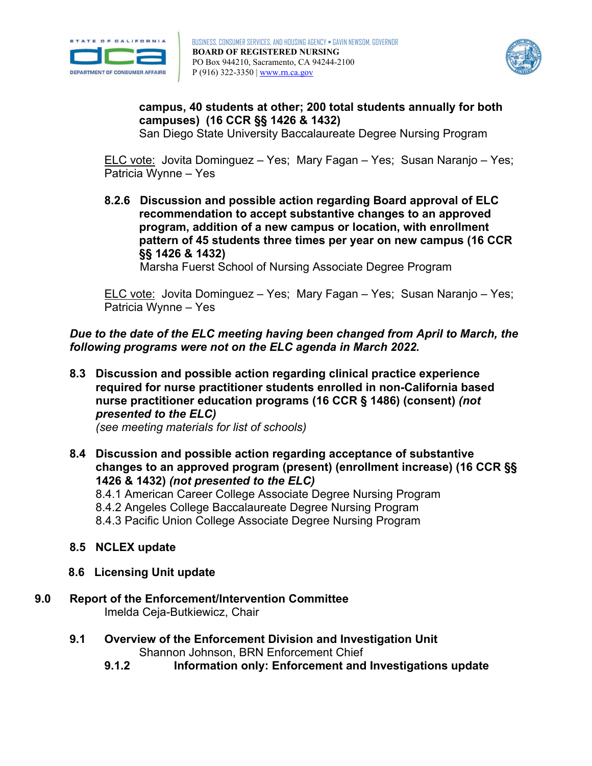**campus, 40 students at other; 200 total students annually for both campuses) (16 CCR §§ 1426 & 1432)**
San Diego State University Baccalaureate Degree Nursing Program

ELC vote: Jovita Dominguez – Yes; Mary Fagan – Yes; Susan Naranjo – Yes; Patricia Wynne – Yes

**8.2.6 Discussion and possible action regarding Board approval of ELC recommendation to accept substantive changes to an approved program, addition of a new campus or location, with enrollment pattern of 45 students three times per year on new campus (16 CCR §§ 1426 & 1432)**
Marsha Fuerst School of Nursing Associate Degree Program

ELC vote: Jovita Dominguez – Yes; Mary Fagan – Yes; Susan Naranjo – Yes; Patricia Wynne – Yes

***Due to the date of the ELC meeting having been changed from April to March, the following programs were not on the ELC agenda in March 2022.***

**8.3 Discussion and possible action regarding clinical practice experience required for nurse practitioner students enrolled in non-California based nurse practitioner education programs (16 CCR § 1486) (consent) *(not presented to the ELC)***
*(see meeting materials for list of schools)*

**8.4 Discussion and possible action regarding acceptance of substantive changes to an approved program (present) (enrollment increase) (16 CCR §§ 1426 & 1432) *(not presented to the ELC)***
8.4.1 American Career College Associate Degree Nursing Program
8.4.2 Angeles College Baccalaureate Degree Nursing Program
8.4.3 Pacific Union College Associate Degree Nursing Program

**8.5 NCLEX update**

**8.6 Licensing Unit update**

**9.0 Report of the Enforcement/Intervention Committee**
Imelda Ceja-Butkiewicz, Chair

**9.1 Overview of the Enforcement Division and Investigation Unit**
Shannon Johnson, BRN Enforcement Chief

**9.1.2 Information only: Enforcement and Investigations update**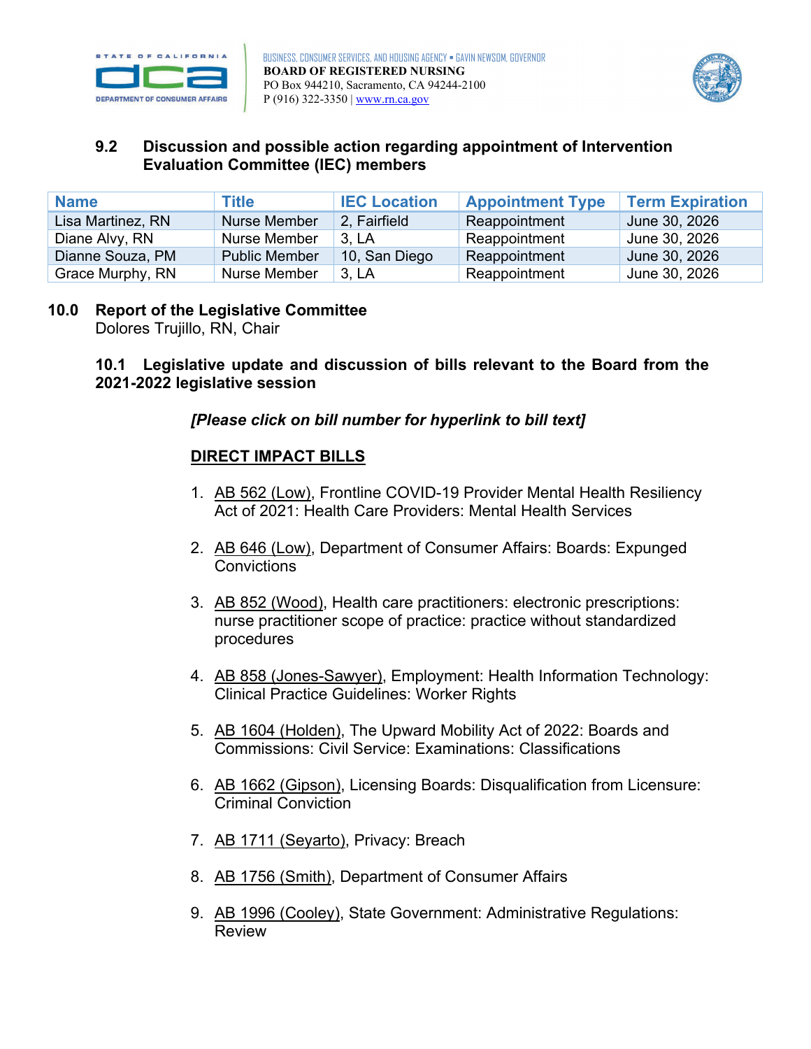### 9.2 Discussion and possible action regarding appointment of Intervention Evaluation Committee (IEC) members

| Name | Title | IEC Location | Appointment Type | Term Expiration |
|---|---|---|---|---|
| Lisa Martinez, RN | Nurse Member | 2, Fairfield | Reappointment | June 30, 2026 |
| Diane Alvy, RN | Nurse Member | 3, LA | Reappointment | June 30, 2026 |
| Dianne Souza, PM | Public Member | 10, San Diego | Reappointment | June 30, 2026 |
| Grace Murphy, RN | Nurse Member | 3, LA | Reappointment | June 30, 2026 |

## 10.0 Report of the Legislative Committee

Dolores Trujillo, RN, Chair

### 10.1 Legislative update and discussion of bills relevant to the Board from the 2021-2022 legislative session

***[Please click on bill number for hyperlink to bill text]***

**DIRECT IMPACT BILLS**

1. AB 562 (Low), Frontline COVID-19 Provider Mental Health Resiliency Act of 2021: Health Care Providers: Mental Health Services

2. AB 646 (Low), Department of Consumer Affairs: Boards: Expunged Convictions

3. AB 852 (Wood), Health care practitioners: electronic prescriptions: nurse practitioner scope of practice: practice without standardized procedures

4. AB 858 (Jones-Sawyer), Employment: Health Information Technology: Clinical Practice Guidelines: Worker Rights

5. AB 1604 (Holden), The Upward Mobility Act of 2022: Boards and Commissions: Civil Service: Examinations: Classifications

6. AB 1662 (Gipson), Licensing Boards: Disqualification from Licensure: Criminal Conviction

7. AB 1711 (Seyarto), Privacy: Breach

8. AB 1756 (Smith), Department of Consumer Affairs

9. AB 1996 (Cooley), State Government: Administrative Regulations: Review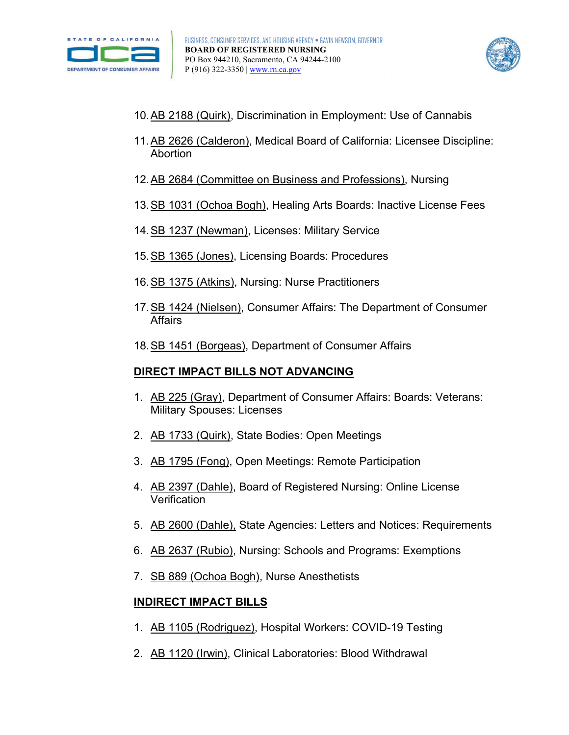10. AB 2188 (Quirk), Discrimination in Employment: Use of Cannabis

11. AB 2626 (Calderon), Medical Board of California: Licensee Discipline: Abortion

12. AB 2684 (Committee on Business and Professions), Nursing

13. SB 1031 (Ochoa Bogh), Healing Arts Boards: Inactive License Fees

14. SB 1237 (Newman), Licenses: Military Service

15. SB 1365 (Jones), Licensing Boards: Procedures

16. SB 1375 (Atkins), Nursing: Nurse Practitioners

17. SB 1424 (Nielsen), Consumer Affairs: The Department of Consumer Affairs

18. SB 1451 (Borgeas), Department of Consumer Affairs

## DIRECT IMPACT BILLS NOT ADVANCING

1. AB 225 (Gray), Department of Consumer Affairs: Boards: Veterans: Military Spouses: Licenses

2. AB 1733 (Quirk), State Bodies: Open Meetings

3. AB 1795 (Fong), Open Meetings: Remote Participation

4. AB 2397 (Dahle), Board of Registered Nursing: Online License Verification

5. AB 2600 (Dahle), State Agencies: Letters and Notices: Requirements

6. AB 2637 (Rubio), Nursing: Schools and Programs: Exemptions

7. SB 889 (Ochoa Bogh), Nurse Anesthetists

## INDIRECT IMPACT BILLS

1. AB 1105 (Rodriguez), Hospital Workers: COVID-19 Testing

2. AB 1120 (Irwin), Clinical Laboratories: Blood Withdrawal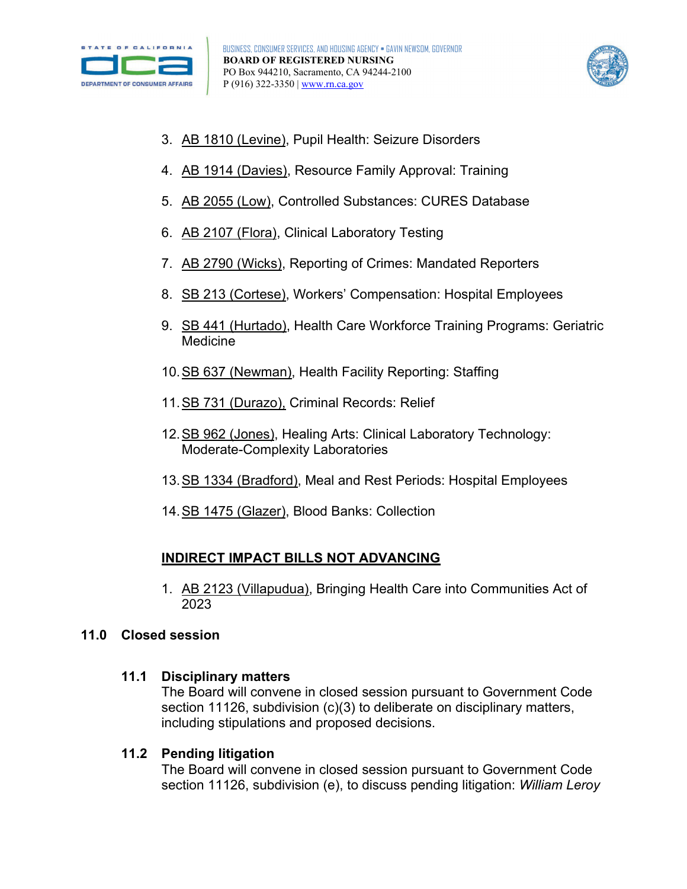3. AB 1810 (Levine), Pupil Health: Seizure Disorders

4. AB 1914 (Davies), Resource Family Approval: Training

5. AB 2055 (Low), Controlled Substances: CURES Database

6. AB 2107 (Flora), Clinical Laboratory Testing

7. AB 2790 (Wicks), Reporting of Crimes: Mandated Reporters

8. SB 213 (Cortese), Workers' Compensation: Hospital Employees

9. SB 441 (Hurtado), Health Care Workforce Training Programs: Geriatric Medicine

10. SB 637 (Newman), Health Facility Reporting: Staffing

11. SB 731 (Durazo), Criminal Records: Relief

12. SB 962 (Jones), Healing Arts: Clinical Laboratory Technology: Moderate-Complexity Laboratories

13. SB 1334 (Bradford), Meal and Rest Periods: Hospital Employees

14. SB 1475 (Glazer), Blood Banks: Collection

**INDIRECT IMPACT BILLS NOT ADVANCING**

1. AB 2123 (Villapudua), Bringing Health Care into Communities Act of 2023

## 11.0 Closed session

### 11.1 Disciplinary matters

The Board will convene in closed session pursuant to Government Code section 11126, subdivision (c)(3) to deliberate on disciplinary matters, including stipulations and proposed decisions.

### 11.2 Pending litigation

The Board will convene in closed session pursuant to Government Code section 11126, subdivision (e), to discuss pending litigation: *William Leroy*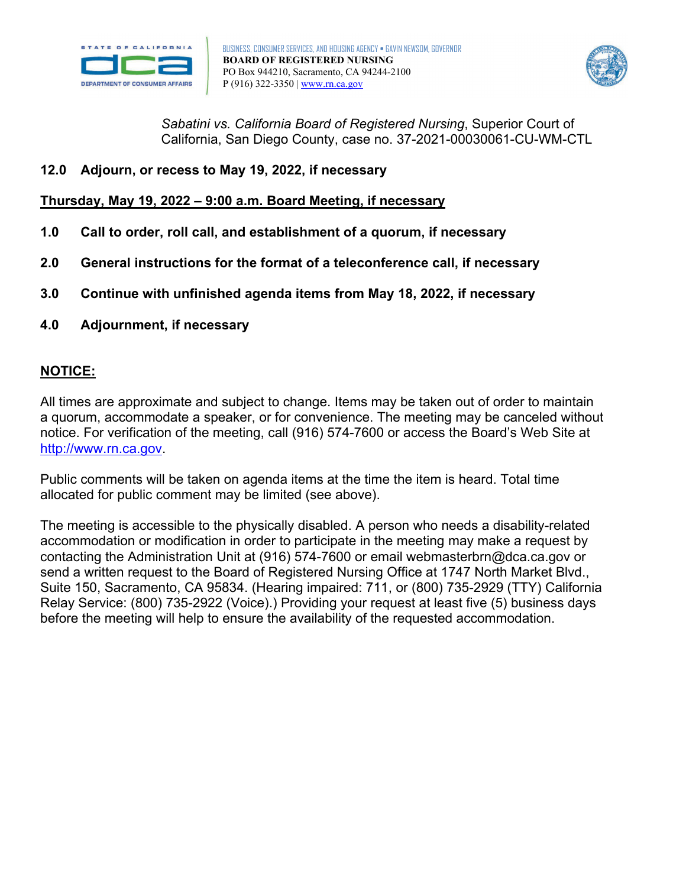BUSINESS, CONSUMER SERVICES, AND HOUSING AGENCY • GAVIN NEWSOM, GOVERNOR
**BOARD OF REGISTERED NURSING**
PO Box 944210, Sacramento, CA 94244-2100
P (916) 322-3350 | www.rn.ca.gov

*Sabatini vs. California Board of Registered Nursing*, Superior Court of California, San Diego County, case no. 37-2021-00030061-CU-WM-CTL

**12.0 Adjourn, or recess to May 19, 2022, if necessary**

**Thursday, May 19, 2022 – 9:00 a.m. Board Meeting, if necessary**

**1.0 Call to order, roll call, and establishment of a quorum, if necessary**

**2.0 General instructions for the format of a teleconference call, if necessary**

**3.0 Continue with unfinished agenda items from May 18, 2022, if necessary**

**4.0 Adjournment, if necessary**

**NOTICE:**

All times are approximate and subject to change. Items may be taken out of order to maintain a quorum, accommodate a speaker, or for convenience. The meeting may be canceled without notice. For verification of the meeting, call (916) 574-7600 or access the Board's Web Site at http://www.rn.ca.gov.

Public comments will be taken on agenda items at the time the item is heard. Total time allocated for public comment may be limited (see above).

The meeting is accessible to the physically disabled. A person who needs a disability-related accommodation or modification in order to participate in the meeting may make a request by contacting the Administration Unit at (916) 574-7600 or email webmasterbrn@dca.ca.gov or send a written request to the Board of Registered Nursing Office at 1747 North Market Blvd., Suite 150, Sacramento, CA 95834. (Hearing impaired: 711, or (800) 735-2929 (TTY) California Relay Service: (800) 735-2922 (Voice).) Providing your request at least five (5) business days before the meeting will help to ensure the availability of the requested accommodation.